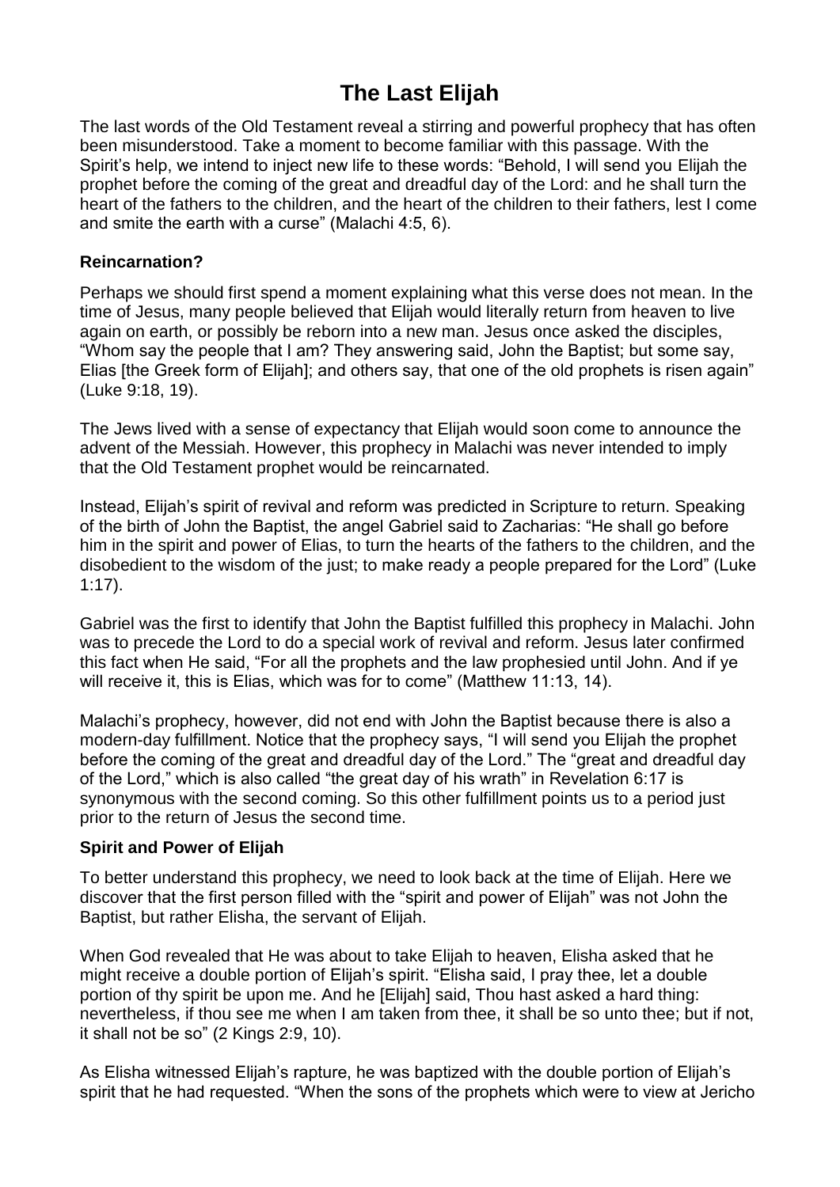# The Last Elijah

The last words of the Old Testament reveal a stirring and powerful prophecy that has often been misunderstood. Take a moment to become familiar with this passage. With the Spirit's help, we intend to inject new life to these words: "Behold, I will send you Elijah the prophet before the coming of the great and dreadful day of the Lord: and he shall turn the heart of the fathers to the children, and the heart of the children to their fathers, lest I come and smite the earth with a curse" (Malachi 4:5, 6).

### Reincarnation?

Perhaps we should first spend a moment explaining what this verse does not mean. In the time of Jesus, many people believed that Elijah would literally return from heaven to live again on earth, or possibly be reborn into a new man. Jesus once asked the disciples, "Whom say the people that I am? They answering said, John the Baptist; but some say, Elias [the Greek form of Elijah]; and others say, that one of the old prophets is risen again" (Luke 9:18, 19).

The Jews lived with a sense of expectancy that Elijah would soon come to announce the advent of the Messiah. However, this prophecy in Malachi was never intended to imply that the Old Testament prophet would be reincarnated.

Instead, Elijah's spirit of revival and reform was predicted in Scripture to return. Speaking of the birth of John the Baptist, the angel Gabriel said to Zacharias: "He shall go before him in the spirit and power of Elias, to turn the hearts of the fathers to the children, and the disobedient to the wisdom of the just; to make ready a people prepared for the Lord" (Luke 1:17).

Gabriel was the first to identify that John the Baptist fulfilled this prophecy in Malachi. John was to precede the Lord to do a special work of revival and reform. Jesus later confirmed this fact when He said, "For all the prophets and the law prophesied until John. And if ye will receive it, this is Elias, which was for to come" (Matthew 11:13, 14).

Malachi's prophecy, however, did not end with John the Baptist because there is also a modern-day fulfillment. Notice that the prophecy says, "I will send you Elijah the prophet before the coming of the great and dreadful day of the Lord." The "great and dreadful day of the Lord," which is also called "the great day of his wrath" in Revelation 6:17 is synonymous with the second coming. So this other fulfillment points us to a period just prior to the return of Jesus the second time.

### Spirit and Power of Elijah

To better understand this prophecy, we need to look back at the time of Elijah. Here we discover that the first person filled with the "spirit and power of Elijah" was not John the Baptist, but rather Elisha, the servant of Elijah.

When God revealed that He was about to take Elijah to heaven, Elisha asked that he might receive a double portion of Elijah's spirit. "Elisha said, I pray thee, let a double portion of thy spirit be upon me. And he [Elijah] said, Thou hast asked a hard thing: nevertheless, if thou see me when I am taken from thee, it shall be so unto thee; but if not, it shall not be so" (2 Kings 2:9, 10).

As Elisha witnessed Elijah's rapture, he was baptized with the double portion of Elijah's spirit that he had requested. "When the sons of the prophets which were to view at Jericho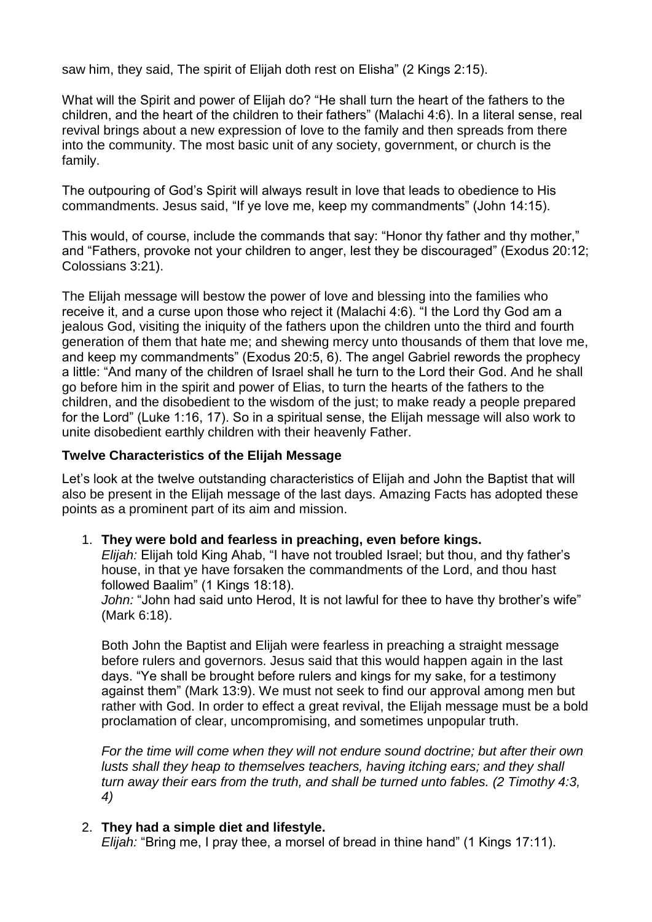saw him, they said, The spirit of Elijah doth rest on Elisha" (2 Kings 2:15).

What will the Spirit and power of Elijah do? "He shall turn the heart of the fathers to the children, and the heart of the children to their fathers" (Malachi 4:6). In a literal sense, real revival brings about a new expression of love to the family and then spreads from there into the community. The most basic unit of any society, government, or church is the family.

The outpouring of God's Spirit will always result in love that leads to obedience to His commandments. Jesus said, "If ye love me, keep my commandments" (John 14:15).

This would, of course, include the commands that say: "Honor thy father and thy mother," and "Fathers, provoke not your children to anger, lest they be discouraged" (Exodus 20:12; Colossians 3:21).

The Elijah message will bestow the power of love and blessing into the families who receive it, and a curse upon those who reject it (Malachi 4:6). "I the Lord thy God am a jealous God, visiting the iniquity of the fathers upon the children unto the third and fourth generation of them that hate me; and shewing mercy unto thousands of them that love me, and keep my commandments" (Exodus 20:5, 6). The angel Gabriel rewords the prophecy a little: "And many of the children of Israel shall he turn to the Lord their God. And he shall go before him in the spirit and power of Elias, to turn the hearts of the fathers to the children, and the disobedient to the wisdom of the just; to make ready a people prepared for the Lord" (Luke 1:16, 17). So in a spiritual sense, the Elijah message will also work to unite disobedient earthly children with their heavenly Father.

### Twelve Characteristics of the Elijah Message

Let's look at the twelve outstanding characteristics of Elijah and John the Baptist that will also be present in the Elijah message of the last days. Amazing Facts has adopted these points as a prominent part of its aim and mission.

1. **They were bold and fearless in preaching, even before kings.**
   *Elijah:* Elijah told King Ahab, "I have not troubled Israel; but thou, and thy father's house, in that ye have forsaken the commandments of the Lord, and thou hast followed Baalim" (1 Kings 18:18).
   *John:* "John had said unto Herod, It is not lawful for thee to have thy brother's wife" (Mark 6:18).

   Both John the Baptist and Elijah were fearless in preaching a straight message before rulers and governors. Jesus said that this would happen again in the last days. "Ye shall be brought before rulers and kings for my sake, for a testimony against them" (Mark 13:9). We must not seek to find our approval among men but rather with God. In order to effect a great revival, the Elijah message must be a bold proclamation of clear, uncompromising, and sometimes unpopular truth.

   *For the time will come when they will not endure sound doctrine; but after their own lusts shall they heap to themselves teachers, having itching ears; and they shall turn away their ears from the truth, and shall be turned unto fables. (2 Timothy 4:3, 4)*

2. **They had a simple diet and lifestyle.**
   *Elijah:* "Bring me, I pray thee, a morsel of bread in thine hand" (1 Kings 17:11).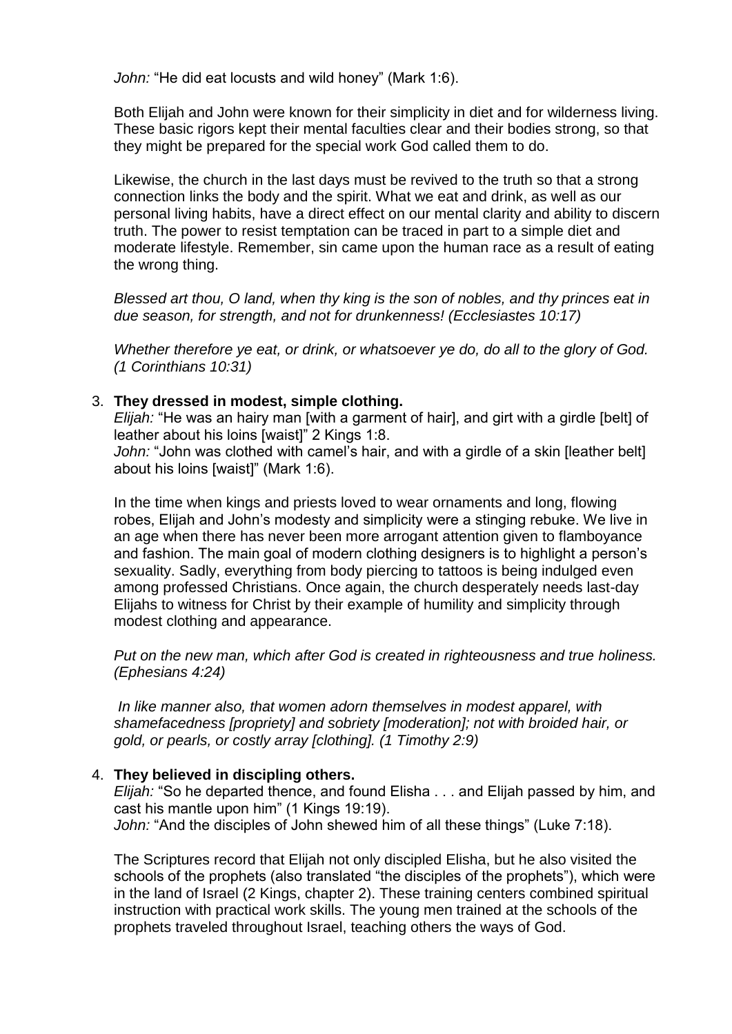*John:* "He did eat locusts and wild honey" (Mark 1:6).

Both Elijah and John were known for their simplicity in diet and for wilderness living. These basic rigors kept their mental faculties clear and their bodies strong, so that they might be prepared for the special work God called them to do.

Likewise, the church in the last days must be revived to the truth so that a strong connection links the body and the spirit. What we eat and drink, as well as our personal living habits, have a direct effect on our mental clarity and ability to discern truth. The power to resist temptation can be traced in part to a simple diet and moderate lifestyle. Remember, sin came upon the human race as a result of eating the wrong thing.

*Blessed art thou, O land, when thy king is the son of nobles, and thy princes eat in due season, for strength, and not for drunkenness! (Ecclesiastes 10:17)*

*Whether therefore ye eat, or drink, or whatsoever ye do, do all to the glory of God. (1 Corinthians 10:31)*

3. **They dressed in modest, simple clothing.**
   *Elijah:* "He was an hairy man [with a garment of hair], and girt with a girdle [belt] of leather about his loins [waist]" 2 Kings 1:8.
   *John:* "John was clothed with camel's hair, and with a girdle of a skin [leather belt] about his loins [waist]" (Mark 1:6).

   In the time when kings and priests loved to wear ornaments and long, flowing robes, Elijah and John's modesty and simplicity were a stinging rebuke. We live in an age when there has never been more arrogant attention given to flamboyance and fashion. The main goal of modern clothing designers is to highlight a person's sexuality. Sadly, everything from body piercing to tattoos is being indulged even among professed Christians. Once again, the church desperately needs last-day Elijahs to witness for Christ by their example of humility and simplicity through modest clothing and appearance.

   *Put on the new man, which after God is created in righteousness and true holiness. (Ephesians 4:24)*

   *In like manner also, that women adorn themselves in modest apparel, with shamefacedness [propriety] and sobriety [moderation]; not with broided hair, or gold, or pearls, or costly array [clothing]. (1 Timothy 2:9)*

4. **They believed in discipling others.**
   *Elijah:* "So he departed thence, and found Elisha . . . and Elijah passed by him, and cast his mantle upon him" (1 Kings 19:19).
   *John:* "And the disciples of John shewed him of all these things" (Luke 7:18).

   The Scriptures record that Elijah not only discipled Elisha, but he also visited the schools of the prophets (also translated "the disciples of the prophets"), which were in the land of Israel (2 Kings, chapter 2). These training centers combined spiritual instruction with practical work skills. The young men trained at the schools of the prophets traveled throughout Israel, teaching others the ways of God.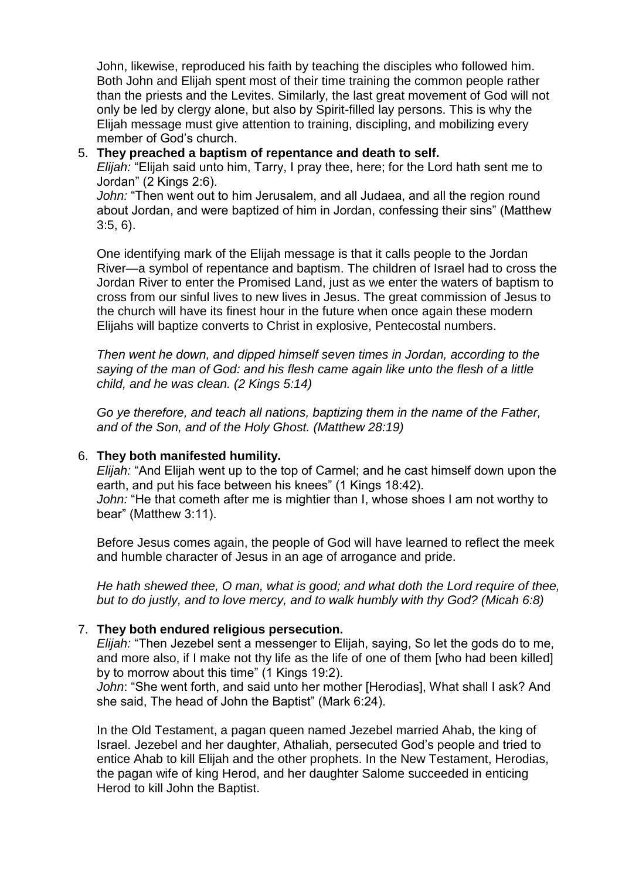John, likewise, reproduced his faith by teaching the disciples who followed him. Both John and Elijah spent most of their time training the common people rather than the priests and the Levites. Similarly, the last great movement of God will not only be led by clergy alone, but also by Spirit-filled lay persons. This is why the Elijah message must give attention to training, discipling, and mobilizing every member of God's church.

5. **They preached a baptism of repentance and death to self.**
   *Elijah:* "Elijah said unto him, Tarry, I pray thee, here; for the Lord hath sent me to Jordan" (2 Kings 2:6).
   *John:* "Then went out to him Jerusalem, and all Judaea, and all the region round about Jordan, and were baptized of him in Jordan, confessing their sins" (Matthew 3:5, 6).

   One identifying mark of the Elijah message is that it calls people to the Jordan River—a symbol of repentance and baptism. The children of Israel had to cross the Jordan River to enter the Promised Land, just as we enter the waters of baptism to cross from our sinful lives to new lives in Jesus. The great commission of Jesus to the church will have its finest hour in the future when once again these modern Elijahs will baptize converts to Christ in explosive, Pentecostal numbers.

   *Then went he down, and dipped himself seven times in Jordan, according to the saying of the man of God: and his flesh came again like unto the flesh of a little child, and he was clean. (2 Kings 5:14)*

   *Go ye therefore, and teach all nations, baptizing them in the name of the Father, and of the Son, and of the Holy Ghost. (Matthew 28:19)*

6. **They both manifested humility.**
   *Elijah:* "And Elijah went up to the top of Carmel; and he cast himself down upon the earth, and put his face between his knees" (1 Kings 18:42).
   *John:* "He that cometh after me is mightier than I, whose shoes I am not worthy to bear" (Matthew 3:11).

   Before Jesus comes again, the people of God will have learned to reflect the meek and humble character of Jesus in an age of arrogance and pride.

   *He hath shewed thee, O man, what is good; and what doth the Lord require of thee, but to do justly, and to love mercy, and to walk humbly with thy God? (Micah 6:8)*

7. **They both endured religious persecution.**
   *Elijah:* "Then Jezebel sent a messenger to Elijah, saying, So let the gods do to me, and more also, if I make not thy life as the life of one of them [who had been killed] by to morrow about this time" (1 Kings 19:2).
   *John*: "She went forth, and said unto her mother [Herodias], What shall I ask? And she said, The head of John the Baptist" (Mark 6:24).

   In the Old Testament, a pagan queen named Jezebel married Ahab, the king of Israel. Jezebel and her daughter, Athaliah, persecuted God's people and tried to entice Ahab to kill Elijah and the other prophets. In the New Testament, Herodias, the pagan wife of king Herod, and her daughter Salome succeeded in enticing Herod to kill John the Baptist.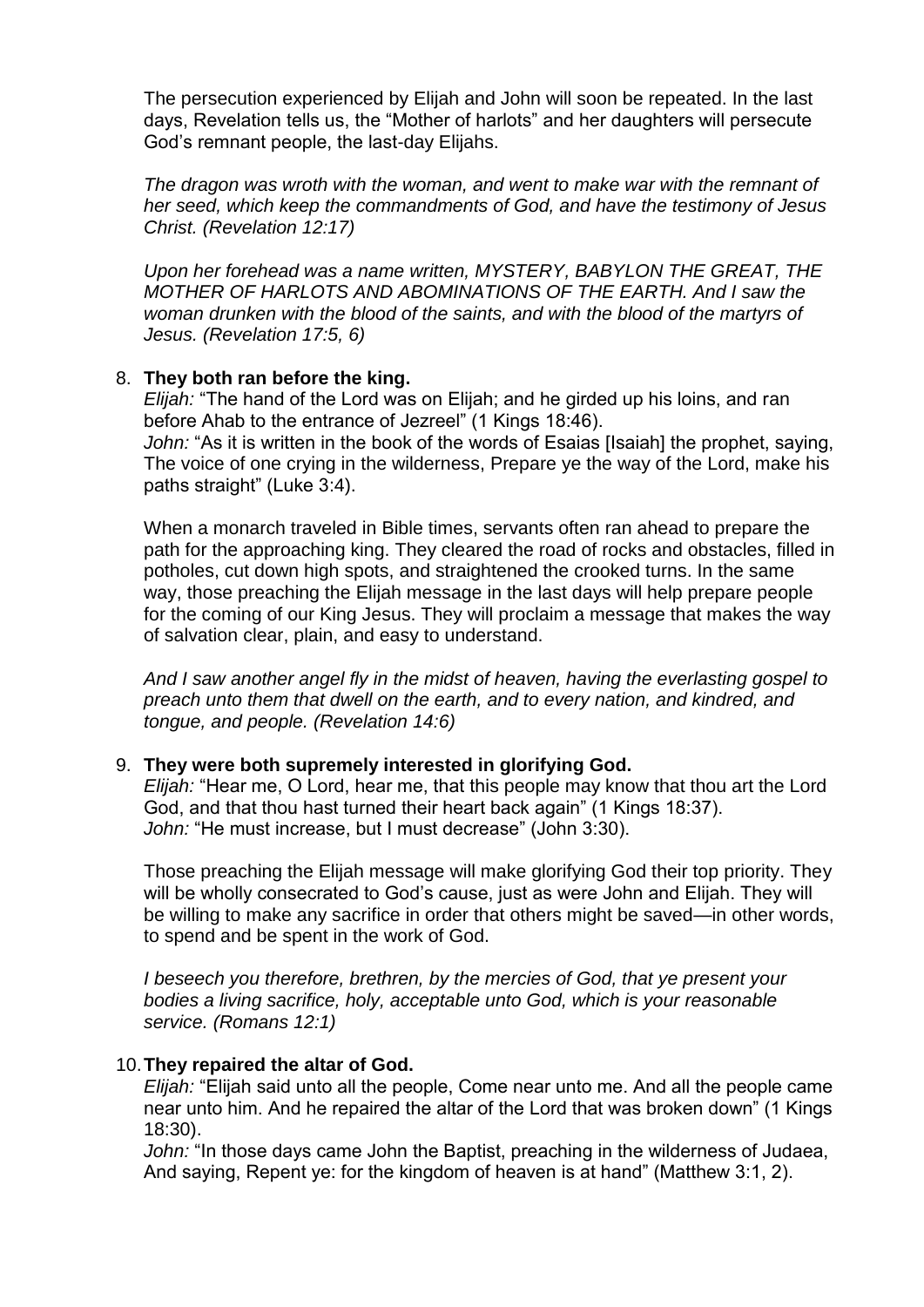The persecution experienced by Elijah and John will soon be repeated. In the last days, Revelation tells us, the "Mother of harlots" and her daughters will persecute God's remnant people, the last-day Elijahs.

*The dragon was wroth with the woman, and went to make war with the remnant of her seed, which keep the commandments of God, and have the testimony of Jesus Christ. (Revelation 12:17)*

*Upon her forehead was a name written, MYSTERY, BABYLON THE GREAT, THE MOTHER OF HARLOTS AND ABOMINATIONS OF THE EARTH. And I saw the woman drunken with the blood of the saints, and with the blood of the martyrs of Jesus. (Revelation 17:5, 6)*

8. **They both ran before the king.**
   *Elijah:* "The hand of the Lord was on Elijah; and he girded up his loins, and ran before Ahab to the entrance of Jezreel" (1 Kings 18:46).
   *John:* "As it is written in the book of the words of Esaias [Isaiah] the prophet, saying, The voice of one crying in the wilderness, Prepare ye the way of the Lord, make his paths straight" (Luke 3:4).

   When a monarch traveled in Bible times, servants often ran ahead to prepare the path for the approaching king. They cleared the road of rocks and obstacles, filled in potholes, cut down high spots, and straightened the crooked turns. In the same way, those preaching the Elijah message in the last days will help prepare people for the coming of our King Jesus. They will proclaim a message that makes the way of salvation clear, plain, and easy to understand.

   *And I saw another angel fly in the midst of heaven, having the everlasting gospel to preach unto them that dwell on the earth, and to every nation, and kindred, and tongue, and people. (Revelation 14:6)*

9. **They were both supremely interested in glorifying God.**
   *Elijah:* "Hear me, O Lord, hear me, that this people may know that thou art the Lord God, and that thou hast turned their heart back again" (1 Kings 18:37).
   *John:* "He must increase, but I must decrease" (John 3:30).

   Those preaching the Elijah message will make glorifying God their top priority. They will be wholly consecrated to God's cause, just as were John and Elijah. They will be willing to make any sacrifice in order that others might be saved—in other words, to spend and be spent in the work of God.

   *I beseech you therefore, brethren, by the mercies of God, that ye present your bodies a living sacrifice, holy, acceptable unto God, which is your reasonable service. (Romans 12:1)*

10. **They repaired the altar of God.**
   *Elijah:* "Elijah said unto all the people, Come near unto me. And all the people came near unto him. And he repaired the altar of the Lord that was broken down" (1 Kings 18:30).
   *John:* "In those days came John the Baptist, preaching in the wilderness of Judaea, And saying, Repent ye: for the kingdom of heaven is at hand" (Matthew 3:1, 2).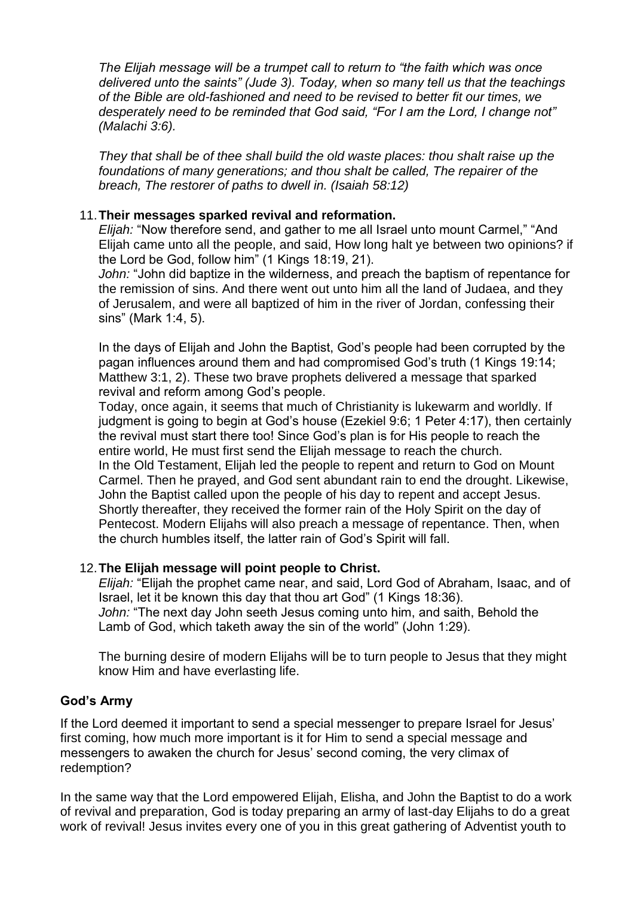*The Elijah message will be a trumpet call to return to "the faith which was once delivered unto the saints" (Jude 3). Today, when so many tell us that the teachings of the Bible are old-fashioned and need to be revised to better fit our times, we desperately need to be reminded that God said, "For I am the Lord, I change not" (Malachi 3:6).*

*They that shall be of thee shall build the old waste places: thou shalt raise up the foundations of many generations; and thou shalt be called, The repairer of the breach, The restorer of paths to dwell in. (Isaiah 58:12)*

11. **Their messages sparked revival and reformation.**
    *Elijah:* "Now therefore send, and gather to me all Israel unto mount Carmel," "And Elijah came unto all the people, and said, How long halt ye between two opinions? if the Lord be God, follow him" (1 Kings 18:19, 21).
    *John:* "John did baptize in the wilderness, and preach the baptism of repentance for the remission of sins. And there went out unto him all the land of Judaea, and they of Jerusalem, and were all baptized of him in the river of Jordan, confessing their sins" (Mark 1:4, 5).

    In the days of Elijah and John the Baptist, God's people had been corrupted by the pagan influences around them and had compromised God's truth (1 Kings 19:14; Matthew 3:1, 2). These two brave prophets delivered a message that sparked revival and reform among God's people.
    Today, once again, it seems that much of Christianity is lukewarm and worldly. If judgment is going to begin at God's house (Ezekiel 9:6; 1 Peter 4:17), then certainly the revival must start there too! Since God's plan is for His people to reach the entire world, He must first send the Elijah message to reach the church.
    In the Old Testament, Elijah led the people to repent and return to God on Mount Carmel. Then he prayed, and God sent abundant rain to end the drought. Likewise, John the Baptist called upon the people of his day to repent and accept Jesus. Shortly thereafter, they received the former rain of the Holy Spirit on the day of Pentecost. Modern Elijahs will also preach a message of repentance. Then, when the church humbles itself, the latter rain of God's Spirit will fall.

12. **The Elijah message will point people to Christ.**
    *Elijah:* "Elijah the prophet came near, and said, Lord God of Abraham, Isaac, and of Israel, let it be known this day that thou art God" (1 Kings 18:36).
    *John:* "The next day John seeth Jesus coming unto him, and saith, Behold the Lamb of God, which taketh away the sin of the world" (John 1:29).

    The burning desire of modern Elijahs will be to turn people to Jesus that they might know Him and have everlasting life.

**God's Army**

If the Lord deemed it important to send a special messenger to prepare Israel for Jesus' first coming, how much more important is it for Him to send a special message and messengers to awaken the church for Jesus' second coming, the very climax of redemption?

In the same way that the Lord empowered Elijah, Elisha, and John the Baptist to do a work of revival and preparation, God is today preparing an army of last-day Elijahs to do a great work of revival! Jesus invites every one of you in this great gathering of Adventist youth to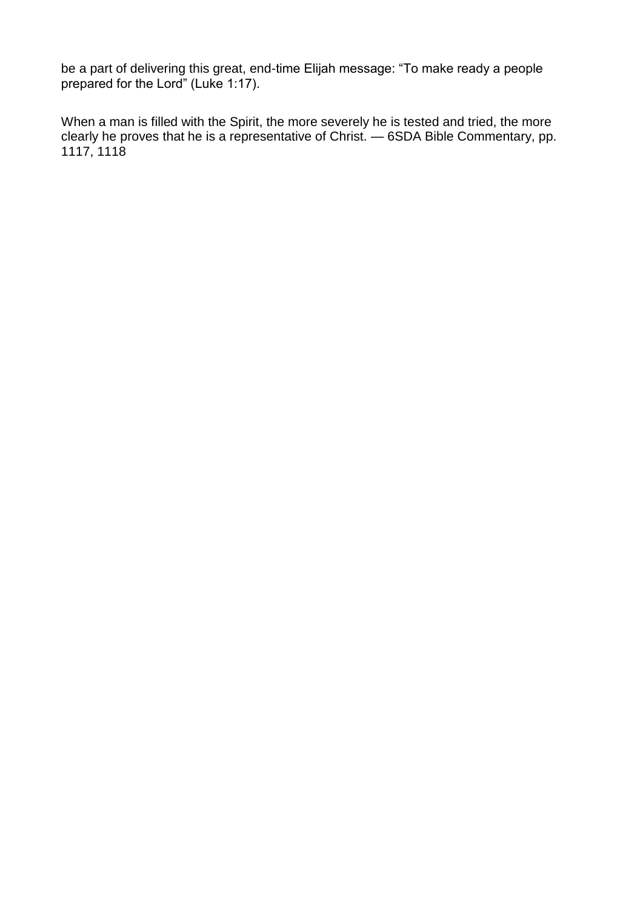be a part of delivering this great, end-time Elijah message: “To make ready a people prepared for the Lord” (Luke 1:17).

When a man is filled with the Spirit, the more severely he is tested and tried, the more clearly he proves that he is a representative of Christ. — 6SDA Bible Commentary, pp. 1117, 1118